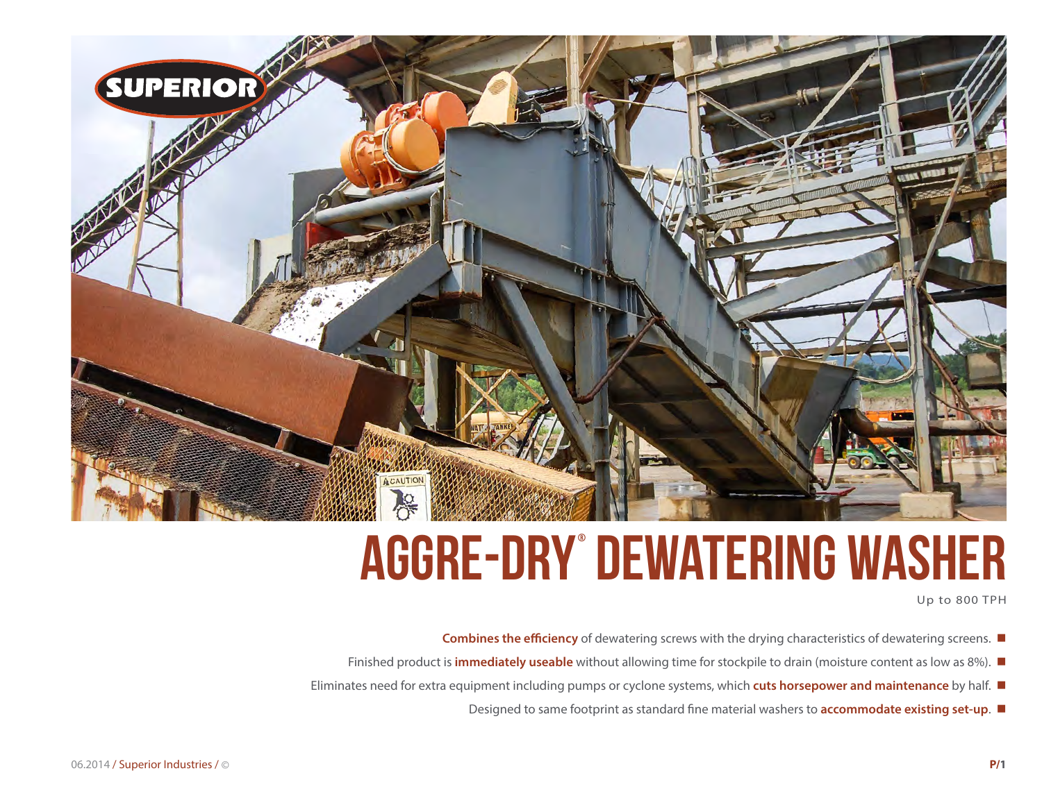# AGGRE-DRY® DEWATERING WASHER

Up to 800 TPH

- **Combines the efficiency** of dewatering screws with the drying characteristics of dewatering screens.
- Finished product is **immediately useable** without allowing time for stockpile to drain (moisture content as low as 8%).
- Eliminates need for extra equipment including pumps or cyclone systems, which **cuts horsepower and maintenance** by half.
- Designed to same footprint as standard fine material washers to **accommodate existing set-up**.

06.2014 / Superior Industries / ©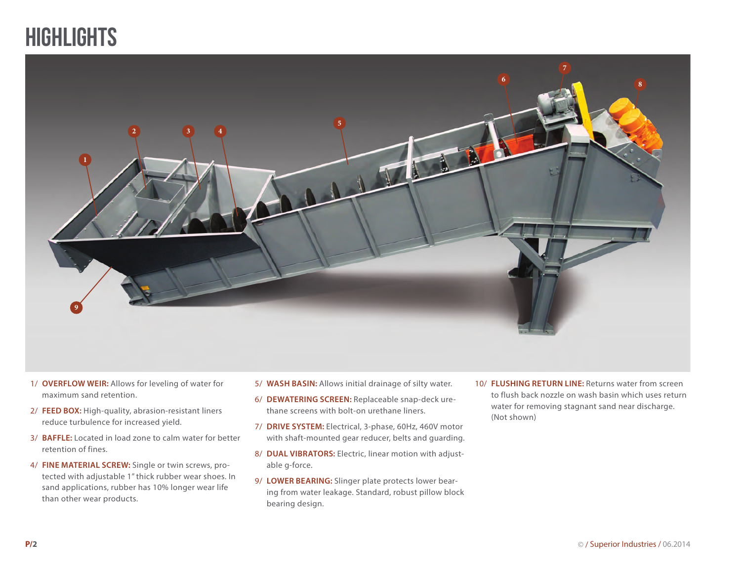# HIGHLIGHTS

1/ **OVERFLOW WEIR:** Allows for leveling of water for maximum sand retention.

2/ **FEED BOX:** High-quality, abrasion-resistant liners reduce turbulence for increased yield.

3/ **BAFFLE:** Located in load zone to calm water for better retention of fines.

4/ **FINE MATERIAL SCREW:** Single or twin screws, protected with adjustable 1" thick rubber wear shoes. In sand applications, rubber has 10% longer wear life than other wear products.

5/ **WASH BASIN:** Allows initial drainage of silty water.

6/ **DEWATERING SCREEN:** Replaceable snap-deck urethane screens with bolt-on urethane liners.

7/ **DRIVE SYSTEM:** Electrical, 3-phase, 60Hz, 460V motor with shaft-mounted gear reducer, belts and guarding.

8/ **DUAL VIBRATORS:** Electric, linear motion with adjustable g-force.

9/ **LOWER BEARING:** Slinger plate protects lower bearing from water leakage. Standard, robust pillow block bearing design.

10/ **FLUSHING RETURN LINE:** Returns water from screen to flush back nozzle on wash basin which uses return water for removing stagnant sand near discharge. (Not shown)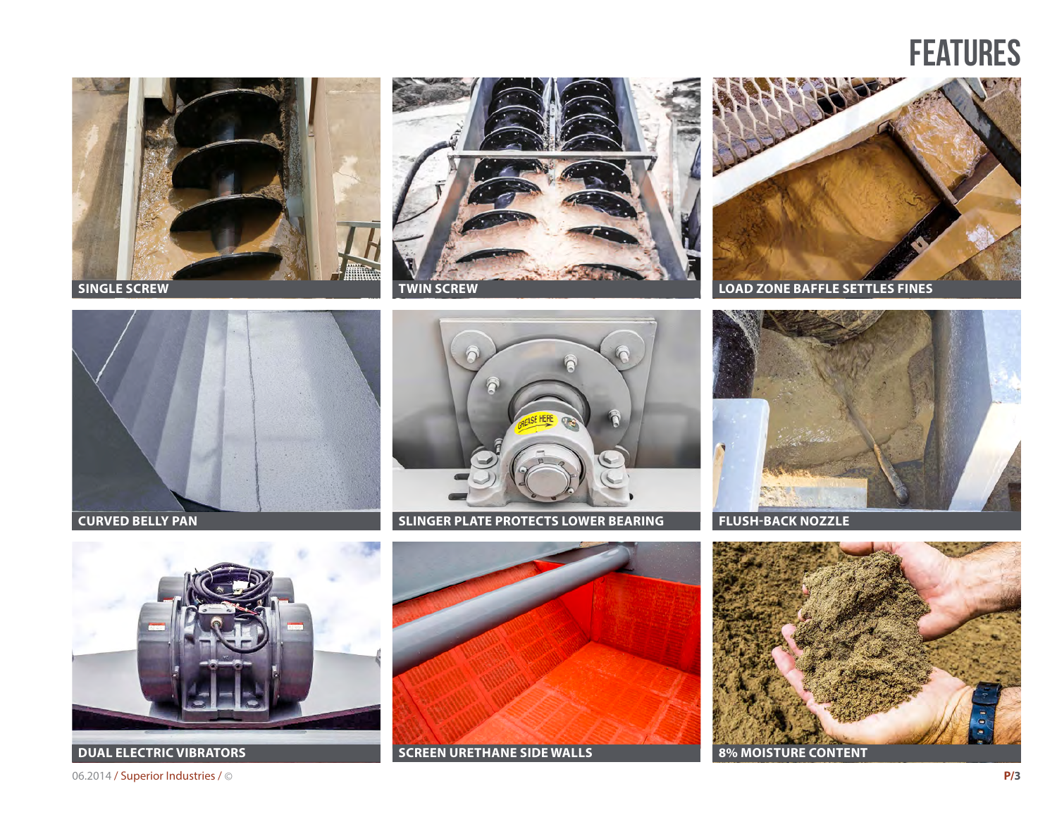# FEATURES

SINGLE SCREW

TWIN SCREW

LOAD ZONE BAFFLE SETTLES FINES

CURVED BELLY PAN

SLINGER PLATE PROTECTS LOWER BEARING

FLUSH-BACK NOZZLE

DUAL ELECTRIC VIBRATORS

SCREEN URETHANE SIDE WALLS

8% MOISTURE CONTENT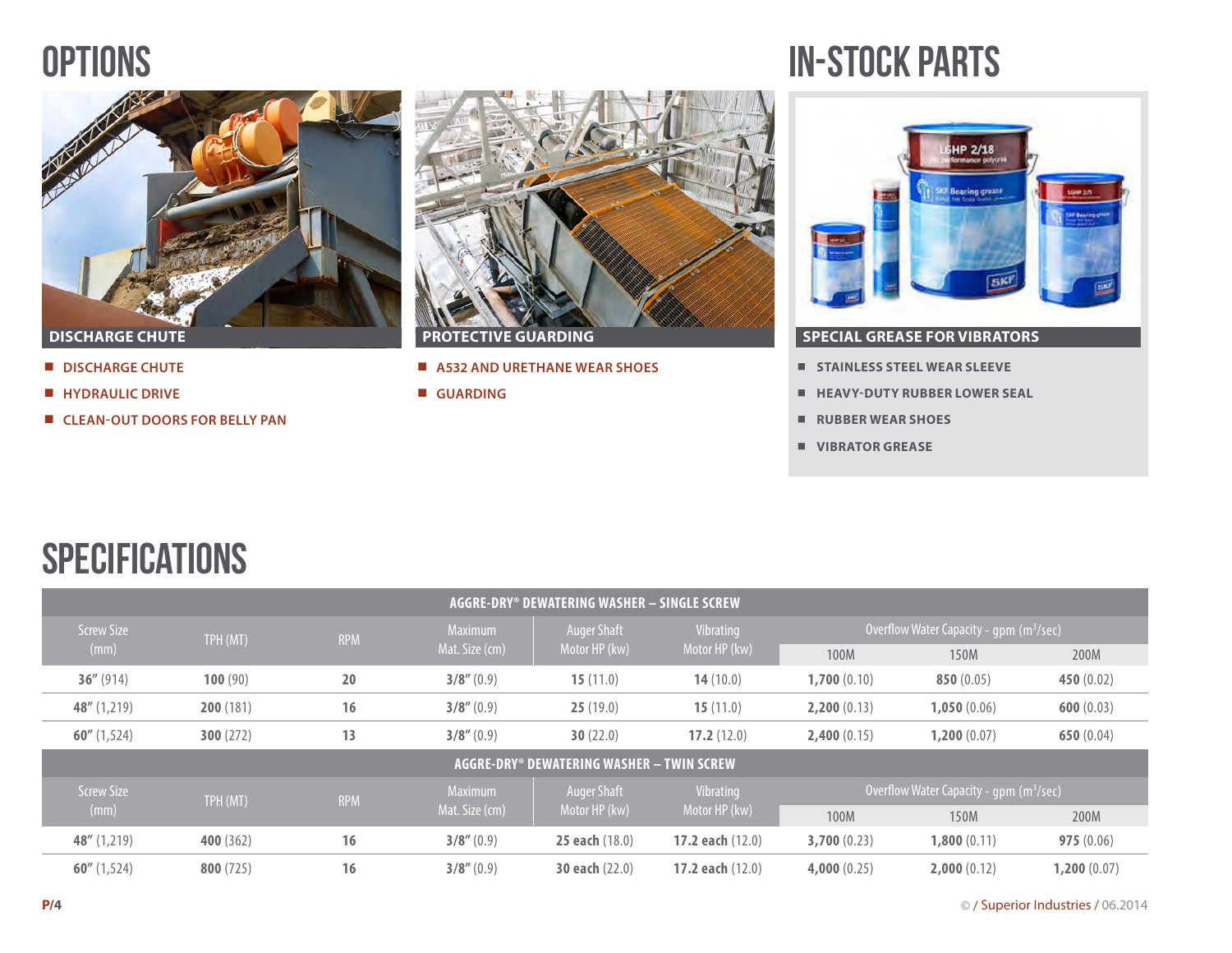# OPTIONS

DISCHARGE CHUTE

- DISCHARGE CHUTE
- HYDRAULIC DRIVE
- CLEAN-OUT DOORS FOR BELLY PAN

PROTECTIVE GUARDING

- A532 AND URETHANE WEAR SHOES
- GUARDING

# IN-STOCK PARTS

SPECIAL GREASE FOR VIBRATORS

- STAINLESS STEEL WEAR SLEEVE
- HEAVY-DUTY RUBBER LOWER SEAL
- RUBBER WEAR SHOES
- VIBRATOR GREASE

# SPECIFICATIONS

**AGGRE-DRY® DEWATERING WASHER – SINGLE SCREW**

| Screw Size (mm) | TPH (MT) | RPM | Maximum Mat. Size (cm) | Auger Shaft Motor HP (kw) | Vibrating Motor HP (kw) | Overflow Water Capacity - gpm ($m^3$/sec) | | |
|---|---|---|---|---|---|---|---|---|
| | | | | | | 100M | 150M | 200M |
| **36″** (914) | **100** (90) | **20** | **3/8″** (0.9) | **15** (11.0) | **14** (10.0) | **1,700** (0.10) | **850** (0.05) | **450** (0.02) |
| **48″** (1,219) | **200** (181) | **16** | **3/8″** (0.9) | **25** (19.0) | **15** (11.0) | **2,200** (0.13) | **1,050** (0.06) | **600** (0.03) |
| **60″** (1,524) | **300** (272) | **13** | **3/8″** (0.9) | **30** (22.0) | **17.2** (12.0) | **2,400** (0.15) | **1,200** (0.07) | **650** (0.04) |

**AGGRE-DRY® DEWATERING WASHER – TWIN SCREW**

| Screw Size (mm) | TPH (MT) | RPM | Maximum Mat. Size (cm) | Auger Shaft Motor HP (kw) | Vibrating Motor HP (kw) | Overflow Water Capacity - gpm ($m^3$/sec) | | |
|---|---|---|---|---|---|---|---|---|
| | | | | | | 100M | 150M | 200M |
| **48″** (1,219) | **400** (362) | **16** | **3/8″** (0.9) | **25 each** (18.0) | **17.2 each** (12.0) | **3,700** (0.23) | **1,800** (0.11) | **975** (0.06) |
| **60″** (1,524) | **800** (725) | **16** | **3/8″** (0.9) | **30 each** (22.0) | **17.2 each** (12.0) | **4,000** (0.25) | **2,000** (0.12) | **1,200** (0.07) |

© / Superior Industries / 06.2014